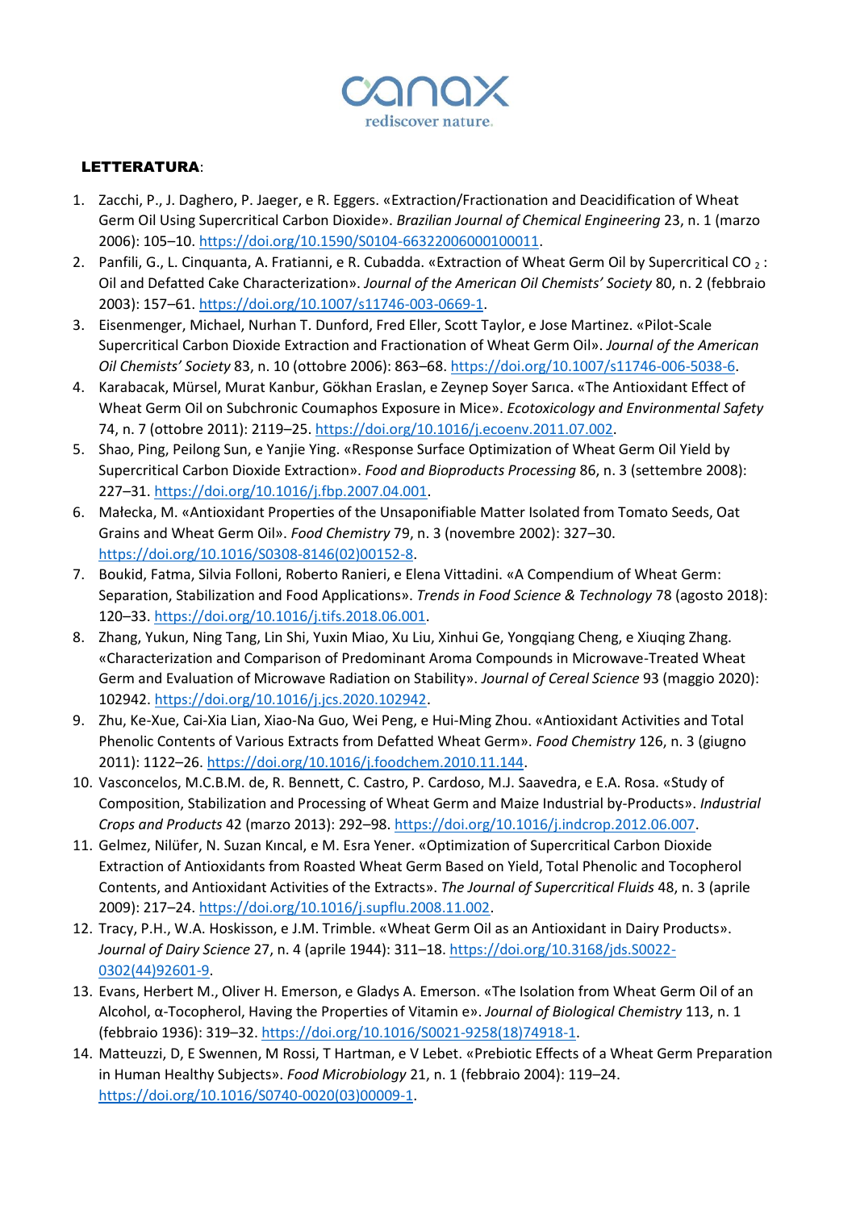canax
rediscover nature.

**LETTERATURA**:

1. Zacchi, P., J. Daghero, P. Jaeger, e R. Eggers. «Extraction/Fractionation and Deacidification of Wheat Germ Oil Using Supercritical Carbon Dioxide». *Brazilian Journal of Chemical Engineering* 23, n. 1 (marzo 2006): 105–10. https://doi.org/10.1590/S0104-66322006000100011.
2. Panfili, G., L. Cinquanta, A. Fratianni, e R. Cubadda. «Extraction of Wheat Germ Oil by Supercritical $CO_2$: Oil and Defatted Cake Characterization». *Journal of the American Oil Chemists' Society* 80, n. 2 (febbraio 2003): 157–61. https://doi.org/10.1007/s11746-003-0669-1.
3. Eisenmenger, Michael, Nurhan T. Dunford, Fred Eller, Scott Taylor, e Jose Martinez. «Pilot-Scale Supercritical Carbon Dioxide Extraction and Fractionation of Wheat Germ Oil». *Journal of the American Oil Chemists' Society* 83, n. 10 (ottobre 2006): 863–68. https://doi.org/10.1007/s11746-006-5038-6.
4. Karabacak, Mürsel, Murat Kanbur, Gökhan Eraslan, e Zeynep Soyer Sarıca. «The Antioxidant Effect of Wheat Germ Oil on Subchronic Coumaphos Exposure in Mice». *Ecotoxicology and Environmental Safety* 74, n. 7 (ottobre 2011): 2119–25. https://doi.org/10.1016/j.ecoenv.2011.07.002.
5. Shao, Ping, Peilong Sun, e Yanjie Ying. «Response Surface Optimization of Wheat Germ Oil Yield by Supercritical Carbon Dioxide Extraction». *Food and Bioproducts Processing* 86, n. 3 (settembre 2008): 227–31. https://doi.org/10.1016/j.fbp.2007.04.001.
6. Małecka, M. «Antioxidant Properties of the Unsaponifiable Matter Isolated from Tomato Seeds, Oat Grains and Wheat Germ Oil». *Food Chemistry* 79, n. 3 (novembre 2002): 327–30. https://doi.org/10.1016/S0308-8146(02)00152-8.
7. Boukid, Fatma, Silvia Folloni, Roberto Ranieri, e Elena Vittadini. «A Compendium of Wheat Germ: Separation, Stabilization and Food Applications». *Trends in Food Science & Technology* 78 (agosto 2018): 120–33. https://doi.org/10.1016/j.tifs.2018.06.001.
8. Zhang, Yukun, Ning Tang, Lin Shi, Yuxin Miao, Xu Liu, Xinhui Ge, Yongqiang Cheng, e Xiuqing Zhang. «Characterization and Comparison of Predominant Aroma Compounds in Microwave-Treated Wheat Germ and Evaluation of Microwave Radiation on Stability». *Journal of Cereal Science* 93 (maggio 2020): 102942. https://doi.org/10.1016/j.jcs.2020.102942.
9. Zhu, Ke-Xue, Cai-Xia Lian, Xiao-Na Guo, Wei Peng, e Hui-Ming Zhou. «Antioxidant Activities and Total Phenolic Contents of Various Extracts from Defatted Wheat Germ». *Food Chemistry* 126, n. 3 (giugno 2011): 1122–26. https://doi.org/10.1016/j.foodchem.2010.11.144.
10. Vasconcelos, M.C.B.M. de, R. Bennett, C. Castro, P. Cardoso, M.J. Saavedra, e E.A. Rosa. «Study of Composition, Stabilization and Processing of Wheat Germ and Maize Industrial by-Products». *Industrial Crops and Products* 42 (marzo 2013): 292–98. https://doi.org/10.1016/j.indcrop.2012.06.007.
11. Gelmez, Nilüfer, N. Suzan Kıncal, e M. Esra Yener. «Optimization of Supercritical Carbon Dioxide Extraction of Antioxidants from Roasted Wheat Germ Based on Yield, Total Phenolic and Tocopherol Contents, and Antioxidant Activities of the Extracts». *The Journal of Supercritical Fluids* 48, n. 3 (aprile 2009): 217–24. https://doi.org/10.1016/j.supflu.2008.11.002.
12. Tracy, P.H., W.A. Hoskisson, e J.M. Trimble. «Wheat Germ Oil as an Antioxidant in Dairy Products». *Journal of Dairy Science* 27, n. 4 (aprile 1944): 311–18. https://doi.org/10.3168/jds.S0022-0302(44)92601-9.
13. Evans, Herbert M., Oliver H. Emerson, e Gladys A. Emerson. «The Isolation from Wheat Germ Oil of an Alcohol, α-Tocopherol, Having the Properties of Vitamin e». *Journal of Biological Chemistry* 113, n. 1 (febbraio 1936): 319–32. https://doi.org/10.1016/S0021-9258(18)74918-1.
14. Matteuzzi, D, E Swennen, M Rossi, T Hartman, e V Lebet. «Prebiotic Effects of a Wheat Germ Preparation in Human Healthy Subjects». *Food Microbiology* 21, n. 1 (febbraio 2004): 119–24. https://doi.org/10.1016/S0740-0020(03)00009-1.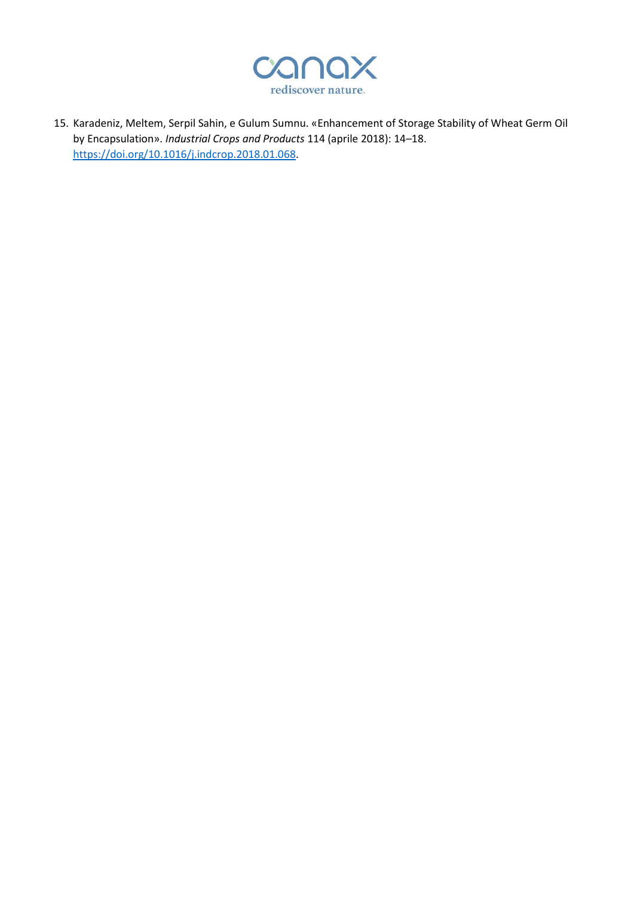15. Karadeniz, Meltem, Serpil Sahin, e Gulum Sumnu. «Enhancement of Storage Stability of Wheat Germ Oil by Encapsulation». *Industrial Crops and Products* 114 (aprile 2018): 14–18. https://doi.org/10.1016/j.indcrop.2018.01.068.